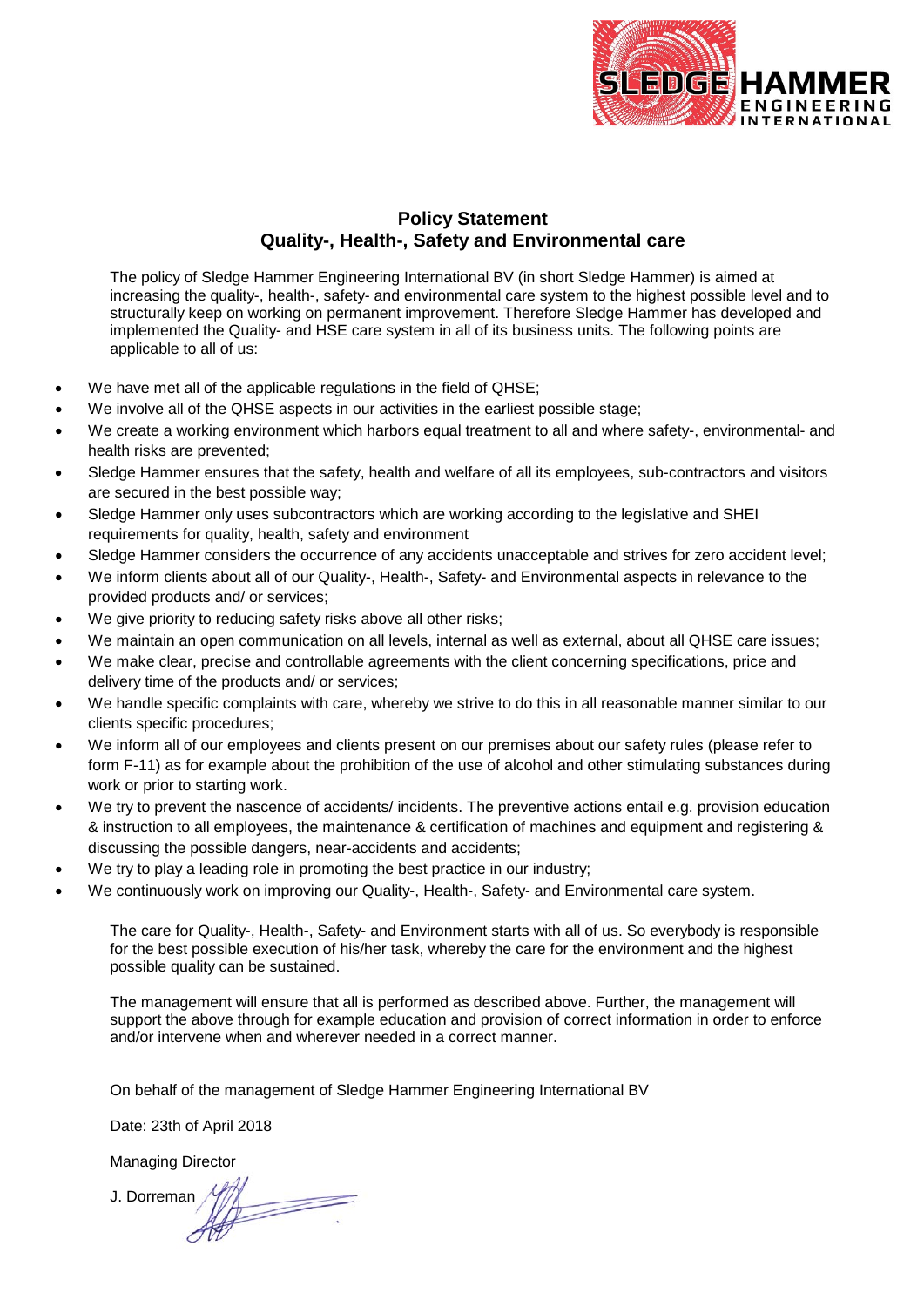## Policy Statement
## Quality-, Health-, Safety and Environmental care

The policy of Sledge Hammer Engineering International BV (in short Sledge Hammer) is aimed at increasing the quality-, health-, safety- and environmental care system to the highest possible level and to structurally keep on working on permanent improvement. Therefore Sledge Hammer has developed and implemented the Quality- and HSE care system in all of its business units. The following points are applicable to all of us:

- We have met all of the applicable regulations in the field of QHSE;
- We involve all of the QHSE aspects in our activities in the earliest possible stage;
- We create a working environment which harbors equal treatment to all and where safety-, environmental- and health risks are prevented;
- Sledge Hammer ensures that the safety, health and welfare of all its employees, sub-contractors and visitors are secured in the best possible way;
- Sledge Hammer only uses subcontractors which are working according to the legislative and SHEI requirements for quality, health, safety and environment
- Sledge Hammer considers the occurrence of any accidents unacceptable and strives for zero accident level;
- We inform clients about all of our Quality-, Health-, Safety- and Environmental aspects in relevance to the provided products and/ or services;
- We give priority to reducing safety risks above all other risks;
- We maintain an open communication on all levels, internal as well as external, about all QHSE care issues;
- We make clear, precise and controllable agreements with the client concerning specifications, price and delivery time of the products and/ or services;
- We handle specific complaints with care, whereby we strive to do this in all reasonable manner similar to our clients specific procedures;
- We inform all of our employees and clients present on our premises about our safety rules (please refer to form F-11) as for example about the prohibition of the use of alcohol and other stimulating substances during work or prior to starting work.
- We try to prevent the nascence of accidents/ incidents. The preventive actions entail e.g. provision education & instruction to all employees, the maintenance & certification of machines and equipment and registering & discussing the possible dangers, near-accidents and accidents;
- We try to play a leading role in promoting the best practice in our industry;
- We continuously work on improving our Quality-, Health-, Safety- and Environmental care system.

The care for Quality-, Health-, Safety- and Environment starts with all of us. So everybody is responsible for the best possible execution of his/her task, whereby the care for the environment and the highest possible quality can be sustained.

The management will ensure that all is performed as described above. Further, the management will support the above through for example education and provision of correct information in order to enforce and/or intervene when and wherever needed in a correct manner.

On behalf of the management of Sledge Hammer Engineering International BV

Date: 23th of April 2018

Managing Director

J. Dorreman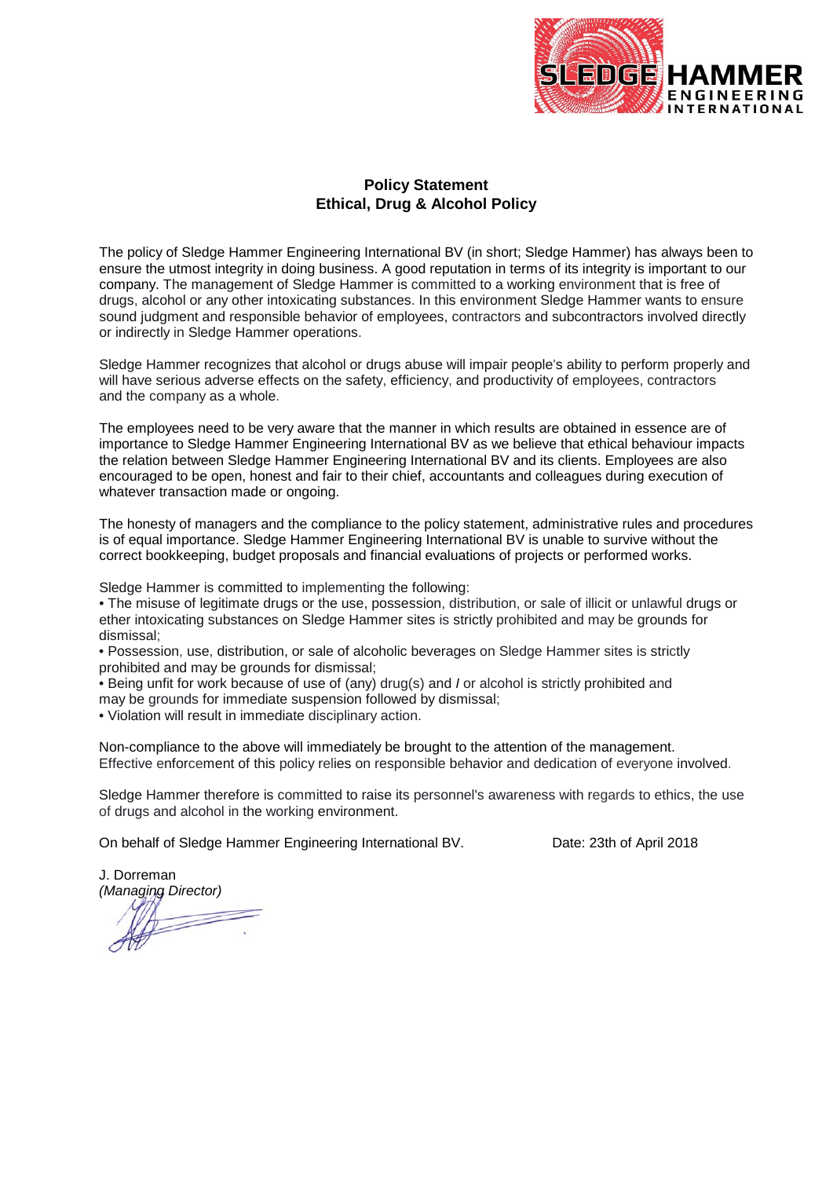**Policy Statement**
**Ethical, Drug & Alcohol Policy**

The policy of Sledge Hammer Engineering International BV (in short; Sledge Hammer) has always been to ensure the utmost integrity in doing business. A good reputation in terms of its integrity is important to our company. The management of Sledge Hammer is committed to a working environment that is free of drugs, alcohol or any other intoxicating substances. In this environment Sledge Hammer wants to ensure sound judgment and responsible behavior of employees, contractors and subcontractors involved directly or indirectly in Sledge Hammer operations.

Sledge Hammer recognizes that alcohol or drugs abuse will impair people's ability to perform properly and will have serious adverse effects on the safety, efficiency, and productivity of employees, contractors and the company as a whole.

The employees need to be very aware that the manner in which results are obtained in essence are of importance to Sledge Hammer Engineering International BV as we believe that ethical behaviour impacts the relation between Sledge Hammer Engineering International BV and its clients. Employees are also encouraged to be open, honest and fair to their chief, accountants and colleagues during execution of whatever transaction made or ongoing.

The honesty of managers and the compliance to the policy statement, administrative rules and procedures is of equal importance. Sledge Hammer Engineering International BV is unable to survive without the correct bookkeeping, budget proposals and financial evaluations of projects or performed works.

Sledge Hammer is committed to implementing the following:

- The misuse of legitimate drugs or the use, possession, distribution, or sale of illicit or unlawful drugs or ether intoxicating substances on Sledge Hammer sites is strictly prohibited and may be grounds for dismissal;
- Possession, use, distribution, or sale of alcoholic beverages on Sledge Hammer sites is strictly prohibited and may be grounds for dismissal;
- Being unfit for work because of use of (any) drug(s) and / or alcohol is strictly prohibited and may be grounds for immediate suspension followed by dismissal;
- Violation will result in immediate disciplinary action.

Non-compliance to the above will immediately be brought to the attention of the management. Effective enforcement of this policy relies on responsible behavior and dedication of everyone involved.

Sledge Hammer therefore is committed to raise its personnel's awareness with regards to ethics, the use of drugs and alcohol in the working environment.

On behalf of Sledge Hammer Engineering International BV. Date: 23th of April 2018

J. Dorreman
*(Managing Director)*